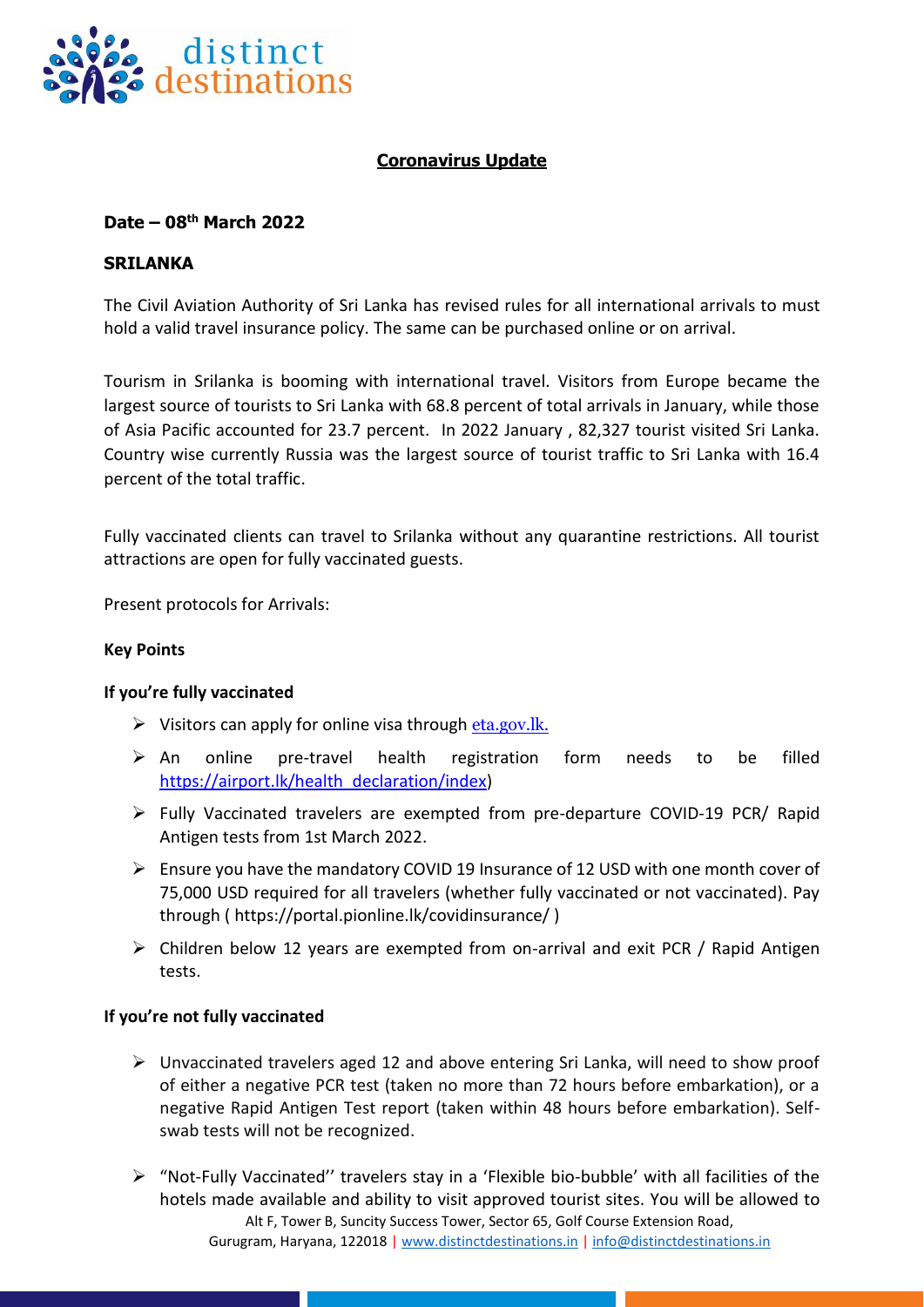## Coronavirus Update

**Date – 08th March 2022**

**SRILANKA**

The Civil Aviation Authority of Sri Lanka has revised rules for all international arrivals to must hold a valid travel insurance policy. The same can be purchased online or on arrival.

Tourism in Srilanka is booming with international travel. Visitors from Europe became the largest source of tourists to Sri Lanka with 68.8 percent of total arrivals in January, while those of Asia Pacific accounted for 23.7 percent. In 2022 January , 82,327 tourist visited Sri Lanka. Country wise currently Russia was the largest source of tourist traffic to Sri Lanka with 16.4 percent of the total traffic.

Fully vaccinated clients can travel to Srilanka without any quarantine restrictions. All tourist attractions are open for fully vaccinated guests.

Present protocols for Arrivals:

**Key Points**

**If you're fully vaccinated**

- Visitors can apply for online visa through eta.gov.lk.
- An online pre-travel health registration form needs to be filled https://airport.lk/health_declaration/index)
- Fully Vaccinated travelers are exempted from pre-departure COVID-19 PCR/ Rapid Antigen tests from 1st March 2022.
- Ensure you have the mandatory COVID 19 Insurance of 12 USD with one month cover of 75,000 USD required for all travelers (whether fully vaccinated or not vaccinated). Pay through ( https://portal.pionline.lk/covidinsurance/ )
- Children below 12 years are exempted from on-arrival and exit PCR / Rapid Antigen tests.

**If you're not fully vaccinated**

- Unvaccinated travelers aged 12 and above entering Sri Lanka, will need to show proof of either a negative PCR test (taken no more than 72 hours before embarkation), or a negative Rapid Antigen Test report (taken within 48 hours before embarkation). Self-swab tests will not be recognized.
- "Not-Fully Vaccinated'' travelers stay in a 'Flexible bio-bubble' with all facilities of the hotels made available and ability to visit approved tourist sites. You will be allowed to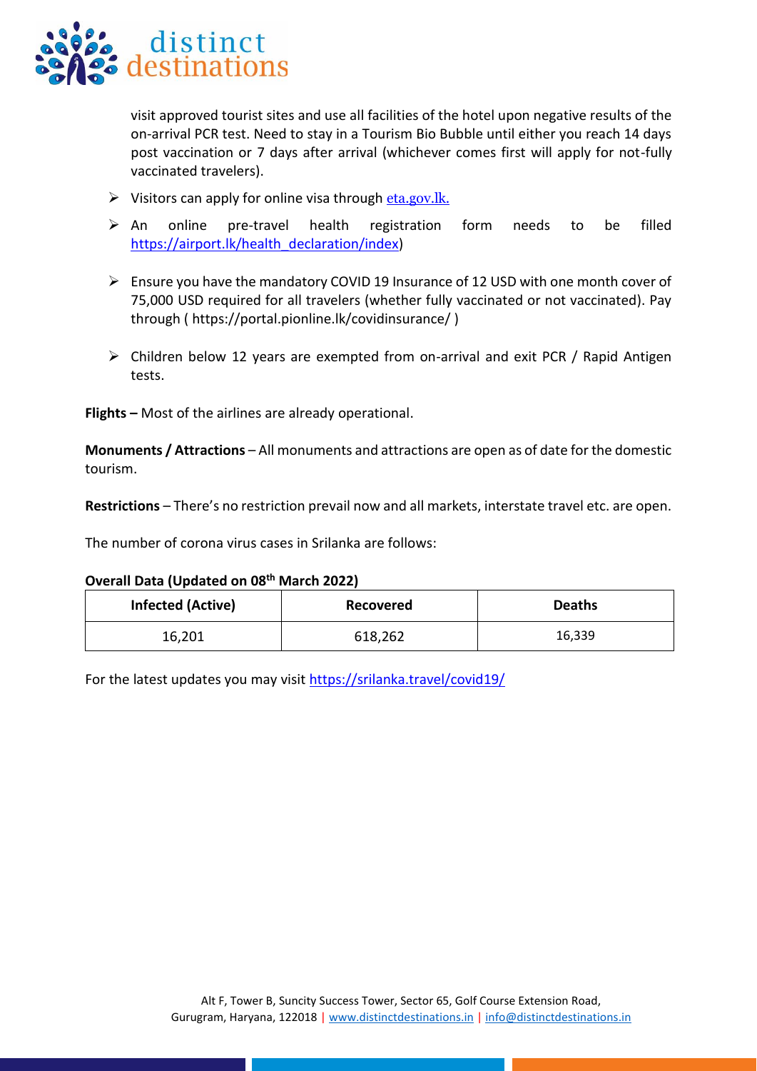visit approved tourist sites and use all facilities of the hotel upon negative results of the on-arrival PCR test. Need to stay in a Tourism Bio Bubble until either you reach 14 days post vaccination or 7 days after arrival (whichever comes first will apply for not-fully vaccinated travelers).

- Visitors can apply for online visa through eta.gov.lk.
- An online pre-travel health registration form needs to be filled https://airport.lk/health_declaration/index)
- Ensure you have the mandatory COVID 19 Insurance of 12 USD with one month cover of 75,000 USD required for all travelers (whether fully vaccinated or not vaccinated). Pay through ( https://portal.pionline.lk/covidinsurance/ )
- Children below 12 years are exempted from on-arrival and exit PCR / Rapid Antigen tests.

**Flights –** Most of the airlines are already operational.

**Monuments / Attractions** – All monuments and attractions are open as of date for the domestic tourism.

**Restrictions** – There's no restriction prevail now and all markets, interstate travel etc. are open.

The number of corona virus cases in Srilanka are follows:

**Overall Data (Updated on 08th March 2022)**

| Infected (Active) | Recovered | Deaths |
|---|---|---|
| 16,201 | 618,262 | 16,339 |

For the latest updates you may visit https://srilanka.travel/covid19/